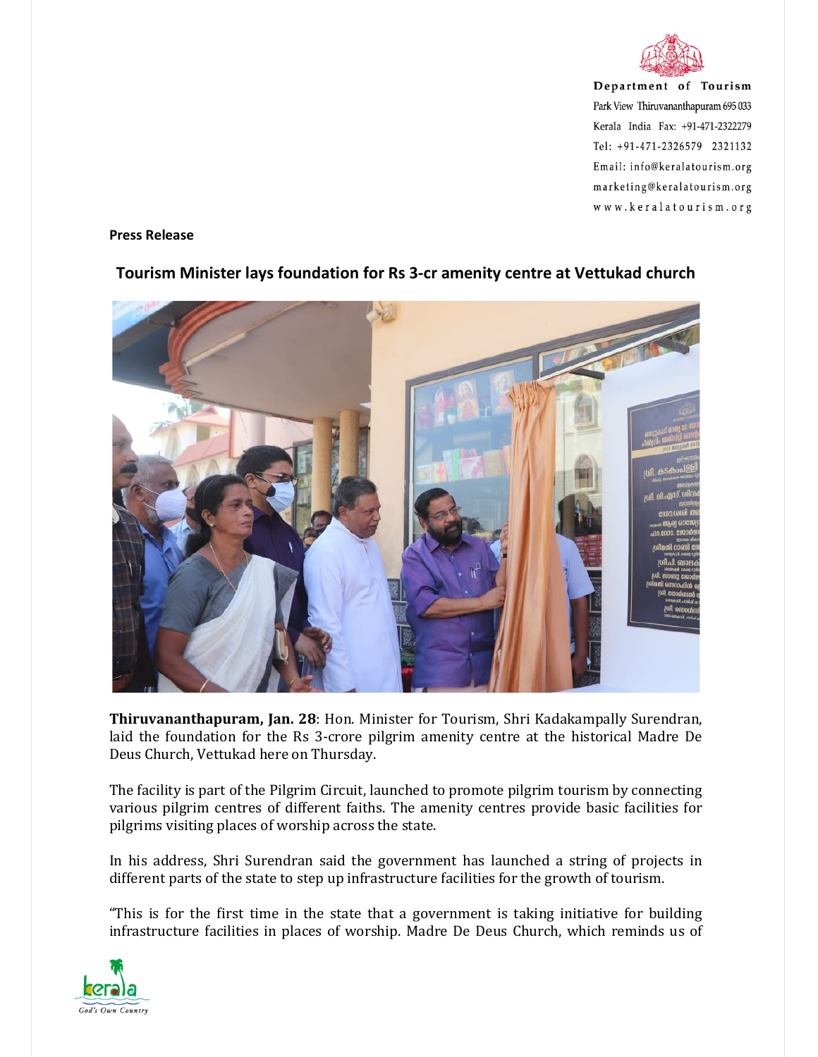Department of Tourism
Park View Thiruvananthapuram 695 033
Kerala India Fax: +91-471-2322279
Tel: +91-471-2326579 2321132
Email: info@keralatourism.org
marketing@keralatourism.org
www.keralatourism.org

**Press Release**

## Tourism Minister lays foundation for Rs 3-cr amenity centre at Vettukad church

**Thiruvananthapuram, Jan. 28**: Hon. Minister for Tourism, Shri Kadakampally Surendran, laid the foundation for the Rs 3-crore pilgrim amenity centre at the historical Madre De Deus Church, Vettukad here on Thursday.

The facility is part of the Pilgrim Circuit, launched to promote pilgrim tourism by connecting various pilgrim centres of different faiths. The amenity centres provide basic facilities for pilgrims visiting places of worship across the state.

In his address, Shri Surendran said the government has launched a string of projects in different parts of the state to step up infrastructure facilities for the growth of tourism.

"This is for the first time in the state that a government is taking initiative for building infrastructure facilities in places of worship. Madre De Deus Church, which reminds us of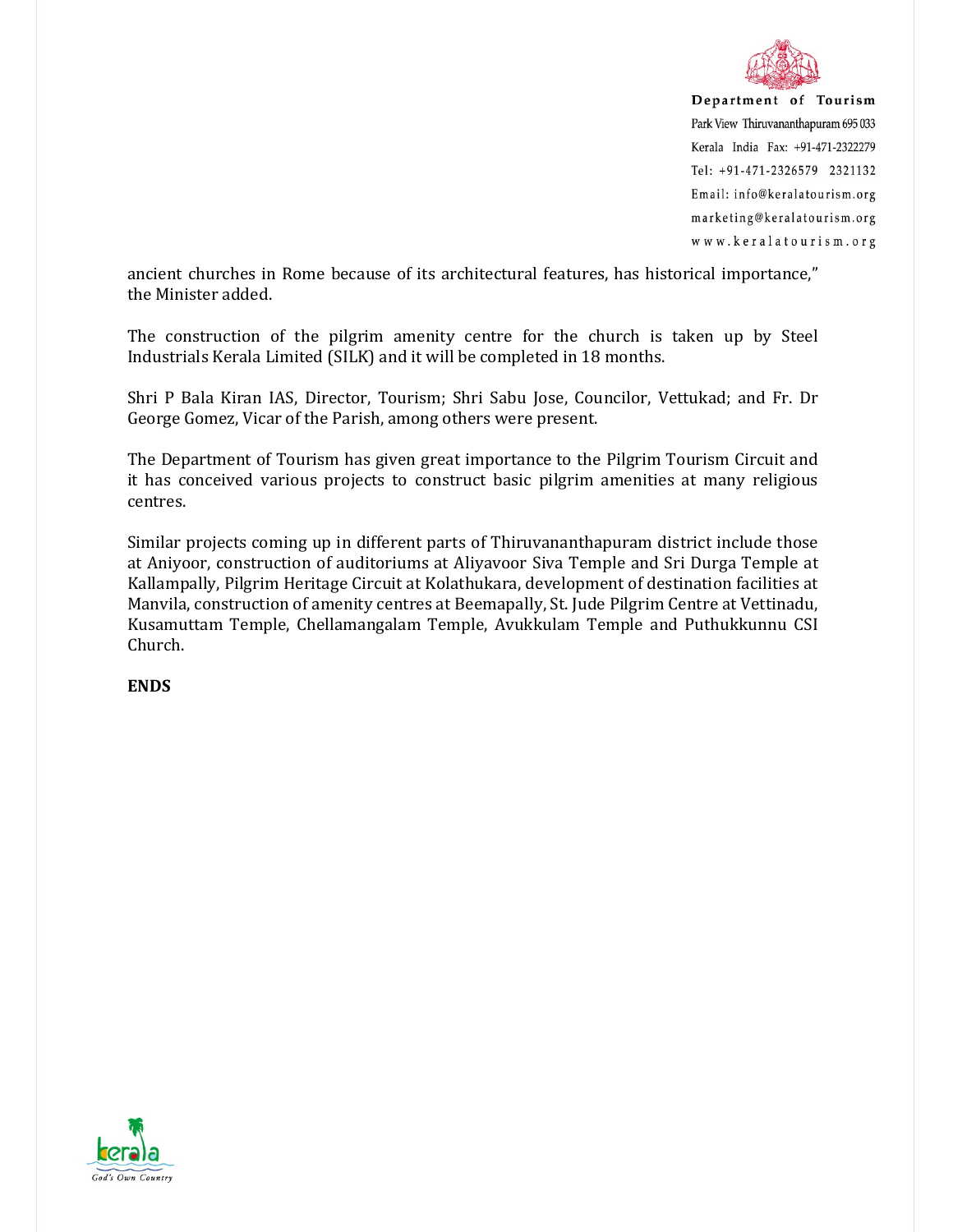ancient churches in Rome because of its architectural features, has historical importance," the Minister added.

The construction of the pilgrim amenity centre for the church is taken up by Steel Industrials Kerala Limited (SILK) and it will be completed in 18 months.

Shri P Bala Kiran IAS, Director, Tourism; Shri Sabu Jose, Councilor, Vettukad; and Fr. Dr George Gomez, Vicar of the Parish, among others were present.

The Department of Tourism has given great importance to the Pilgrim Tourism Circuit and it has conceived various projects to construct basic pilgrim amenities at many religious centres.

Similar projects coming up in different parts of Thiruvananthapuram district include those at Aniyoor, construction of auditoriums at Aliyavoor Siva Temple and Sri Durga Temple at Kallampally, Pilgrim Heritage Circuit at Kolathukara, development of destination facilities at Manvila, construction of amenity centres at Beemapally, St. Jude Pilgrim Centre at Vettinadu, Kusamuttam Temple, Chellamangalam Temple, Avukkulam Temple and Puthukkunnu CSI Church.

**ENDS**